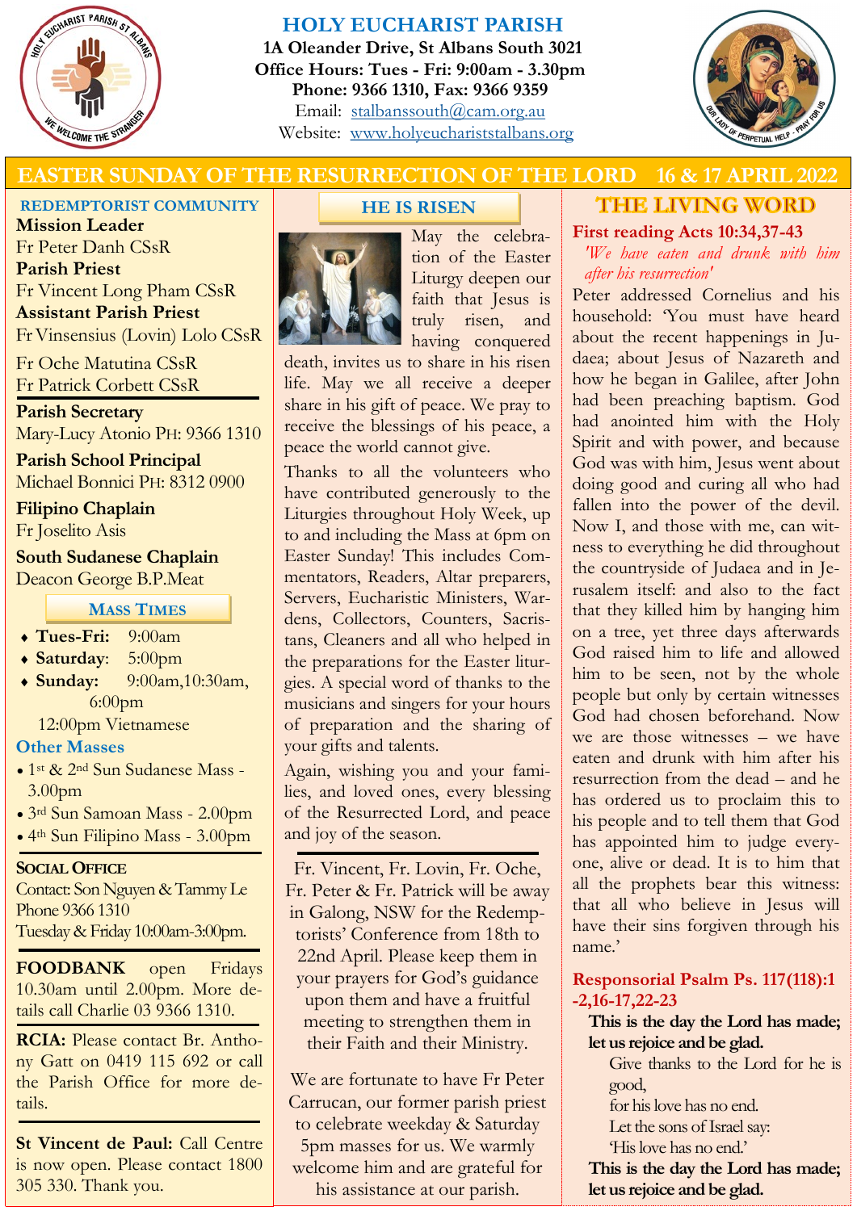# HOLY EUCHARIST PARISH

**1A Oleander Drive, St Albans South 3021**
**Office Hours: Tues - Fri: 9:00am - 3.30pm**
**Phone: 9366 1310, Fax: 9366 9359**
Email: stalbanssouth@cam.org.au
Website: www.holyeuchariststalbans.org

## EASTER SUNDAY OF THE RESURRECTION OF THE LORD 16 & 17 APRIL 2022

### REDEMPTORIST COMMUNITY

**Mission Leader**
Fr Peter Danh CSsR
**Parish Priest**
Fr Vincent Long Pham CSsR
**Assistant Parish Priest**
Fr Vinsensius (Lovin) Lolo CSsR
Fr Oche Matutina CSsR
Fr Patrick Corbett CSsR

**Parish Secretary**
Mary-Lucy Atonio PH: 9366 1310

**Parish School Principal**
Michael Bonnici PH: 8312 0900

**Filipino Chaplain**
Fr Joselito Asis

**South Sudanese Chaplain**
Deacon George B.P.Meat

### MASS TIMES

- **Tues-Fri:** 9:00am
- **Saturday**: 5:00pm
- **Sunday:** 9:00am, 10:30am, 6:00pm
  12:00pm Vietnamese

**Other Masses**

- 1st & 2nd Sun Sudanese Mass - 3.00pm
- 3rd Sun Samoan Mass - 2.00pm
- 4th Sun Filipino Mass - 3.00pm

**SOCIAL OFFICE**
Contact: Son Nguyen & Tammy Le
Phone 9366 1310
Tuesday & Friday 10:00am-3:00pm.

**FOODBANK** open Fridays 10.30am until 2.00pm. More details call Charlie 03 9366 1310.

**RCIA:** Please contact Br. Anthony Gatt on 0419 115 692 or call the Parish Office for more details.

**St Vincent de Paul:** Call Centre is now open. Please contact 1800 305 330. Thank you.

### HE IS RISEN

May the celebration of the Easter Liturgy deepen our faith that Jesus is truly risen, and having conquered death, invites us to share in his risen life. May we all receive a deeper share in his gift of peace. We pray to receive the blessings of his peace, a peace the world cannot give.

Thanks to all the volunteers who have contributed generously to the Liturgies throughout Holy Week, up to and including the Mass at 6pm on Easter Sunday! This includes Commentators, Readers, Altar preparers, Servers, Eucharistic Ministers, Wardens, Collectors, Counters, Sacristans, Cleaners and all who helped in the preparations for the Easter liturgies. A special word of thanks to the musicians and singers for your hours of preparation and the sharing of your gifts and talents.

Again, wishing you and your families, and loved ones, every blessing of the Resurrected Lord, and peace and joy of the season.

Fr. Vincent, Fr. Lovin, Fr. Oche, Fr. Peter & Fr. Patrick will be away in Galong, NSW for the Redemptorists' Conference from 18th to 22nd April. Please keep them in your prayers for God's guidance upon them and have a fruitful meeting to strengthen them in their Faith and their Ministry.

We are fortunate to have Fr Peter Carrucan, our former parish priest to celebrate weekday & Saturday 5pm masses for us. We warmly welcome him and are grateful for his assistance at our parish.

### THE LIVING WORD

**First reading Acts 10:34,37-43**

*'We have eaten and drunk with him after his resurrection'*

Peter addressed Cornelius and his household: 'You must have heard about the recent happenings in Judaea; about Jesus of Nazareth and how he began in Galilee, after John had been preaching baptism. God had anointed him with the Holy Spirit and with power, and because God was with him, Jesus went about doing good and curing all who had fallen into the power of the devil. Now I, and those with me, can witness to everything he did throughout the countryside of Judaea and in Jerusalem itself: and also to the fact that they killed him by hanging him on a tree, yet three days afterwards God raised him to life and allowed him to be seen, not by the whole people but only by certain witnesses God had chosen beforehand. Now we are those witnesses – we have eaten and drunk with him after his resurrection from the dead – and he has ordered us to proclaim this to his people and to tell them that God has appointed him to judge everyone, alive or dead. It is to him that all the prophets bear this witness: that all who believe in Jesus will have their sins forgiven through his name.'

**Responsorial Psalm Ps. 117(118):1-2,16-17,22-23**

**This is the day the Lord has made; let us rejoice and be glad.**

Give thanks to the Lord for he is good,
for his love has no end.
Let the sons of Israel say:
'His love has no end.'

**This is the day the Lord has made; let us rejoice and be glad.**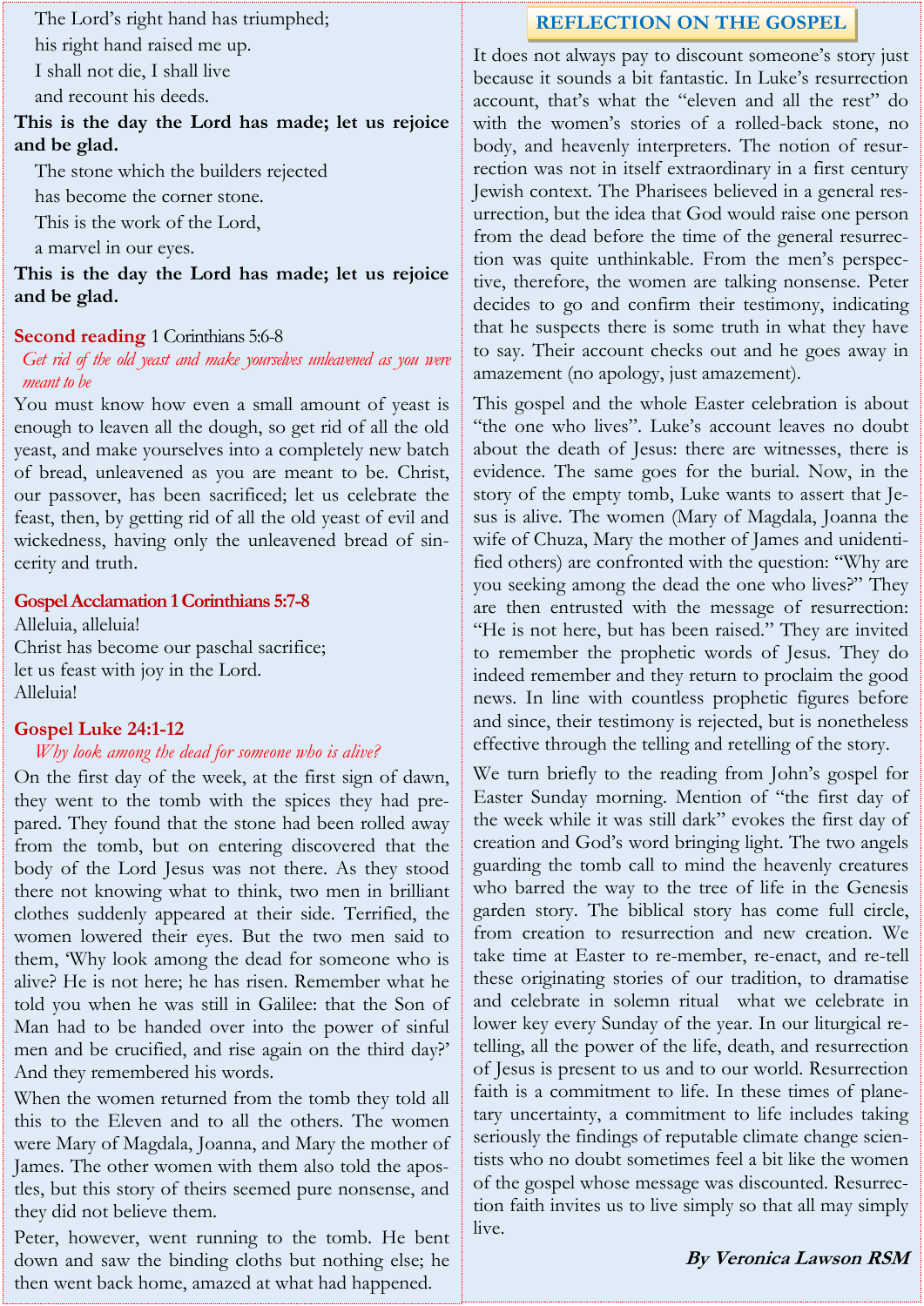The Lord's right hand has triumphed;
his right hand raised me up.
I shall not die, I shall live
and recount his deeds.

**This is the day the Lord has made; let us rejoice and be glad.**

The stone which the builders rejected
has become the corner stone.
This is the work of the Lord,
a marvel in our eyes.

**This is the day the Lord has made; let us rejoice and be glad.**

**Second reading** 1 Corinthians 5:6-8

*Get rid of the old yeast and make yourselves unleavened as you were meant to be*

You must know how even a small amount of yeast is enough to leaven all the dough, so get rid of all the old yeast, and make yourselves into a completely new batch of bread, unleavened as you are meant to be. Christ, our passover, has been sacrificed; let us celebrate the feast, then, by getting rid of all the old yeast of evil and wickedness, having only the unleavened bread of sincerity and truth.

**Gospel Acclamation 1 Corinthians 5:7-8**

Alleluia, alleluia!
Christ has become our paschal sacrifice;
let us feast with joy in the Lord.
Alleluia!

**Gospel Luke 24:1-12**

*Why look among the dead for someone who is alive?*

On the first day of the week, at the first sign of dawn, they went to the tomb with the spices they had prepared. They found that the stone had been rolled away from the tomb, but on entering discovered that the body of the Lord Jesus was not there. As they stood there not knowing what to think, two men in brilliant clothes suddenly appeared at their side. Terrified, the women lowered their eyes. But the two men said to them, 'Why look among the dead for someone who is alive? He is not here; he has risen. Remember what he told you when he was still in Galilee: that the Son of Man had to be handed over into the power of sinful men and be crucified, and rise again on the third day?' And they remembered his words.

When the women returned from the tomb they told all this to the Eleven and to all the others. The women were Mary of Magdala, Joanna, and Mary the mother of James. The other women with them also told the apostles, but this story of theirs seemed pure nonsense, and they did not believe them.

Peter, however, went running to the tomb. He bent down and saw the binding cloths but nothing else; he then went back home, amazed at what had happened.

## REFLECTION ON THE GOSPEL

It does not always pay to discount someone's story just because it sounds a bit fantastic. In Luke's resurrection account, that's what the "eleven and all the rest" do with the women's stories of a rolled-back stone, no body, and heavenly interpreters. The notion of resurrection was not in itself extraordinary in a first century Jewish context. The Pharisees believed in a general resurrection, but the idea that God would raise one person from the dead before the time of the general resurrection was quite unthinkable. From the men's perspective, therefore, the women are talking nonsense. Peter decides to go and confirm their testimony, indicating that he suspects there is some truth in what they have to say. Their account checks out and he goes away in amazement (no apology, just amazement).

This gospel and the whole Easter celebration is about "the one who lives". Luke's account leaves no doubt about the death of Jesus: there are witnesses, there is evidence. The same goes for the burial. Now, in the story of the empty tomb, Luke wants to assert that Jesus is alive. The women (Mary of Magdala, Joanna the wife of Chuza, Mary the mother of James and unidentified others) are confronted with the question: "Why are you seeking among the dead the one who lives?" They are then entrusted with the message of resurrection: "He is not here, but has been raised." They are invited to remember the prophetic words of Jesus. They do indeed remember and they return to proclaim the good news. In line with countless prophetic figures before and since, their testimony is rejected, but is nonetheless effective through the telling and retelling of the story.

We turn briefly to the reading from John's gospel for Easter Sunday morning. Mention of "the first day of the week while it was still dark" evokes the first day of creation and God's word bringing light. The two angels guarding the tomb call to mind the heavenly creatures who barred the way to the tree of life in the Genesis garden story. The biblical story has come full circle, from creation to resurrection and new creation. We take time at Easter to re-member, re-enact, and re-tell these originating stories of our tradition, to dramatise and celebrate in solemn ritual what we celebrate in lower key every Sunday of the year. In our liturgical retelling, all the power of the life, death, and resurrection of Jesus is present to us and to our world. Resurrection faith is a commitment to life. In these times of planetary uncertainty, a commitment to life includes taking seriously the findings of reputable climate change scientists who no doubt sometimes feel a bit like the women of the gospel whose message was discounted. Resurrection faith invites us to live simply so that all may simply live.

***By Veronica Lawson RSM***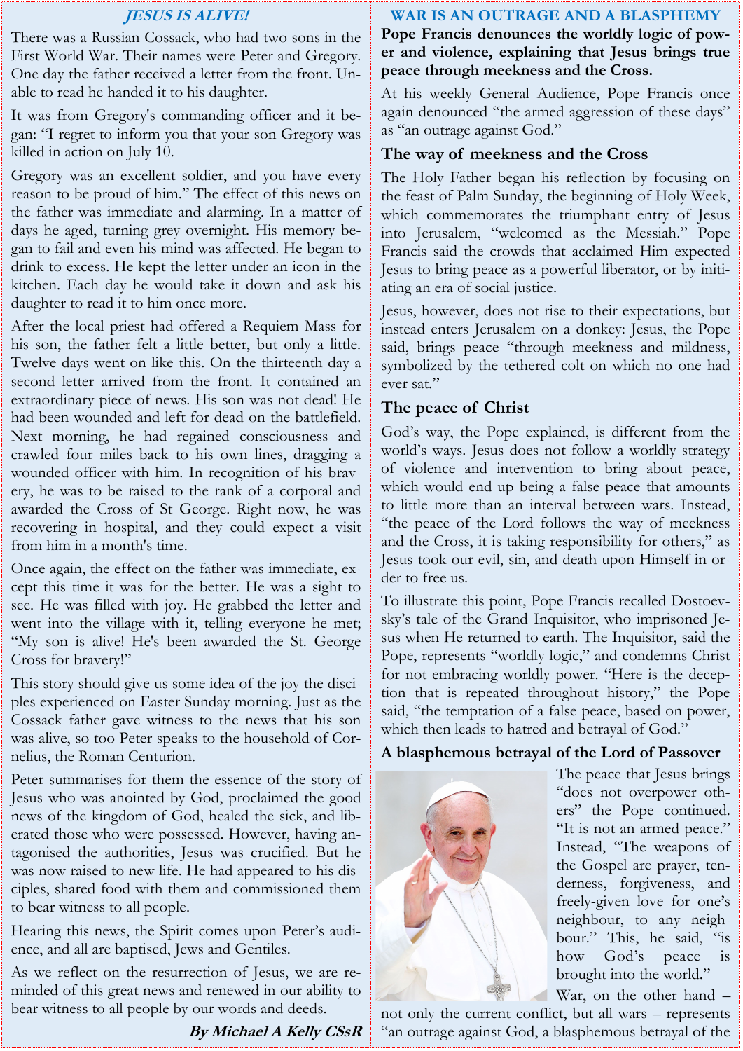## *JESUS IS ALIVE!*

There was a Russian Cossack, who had two sons in the First World War. Their names were Peter and Gregory. One day the father received a letter from the front. Unable to read he handed it to his daughter.

It was from Gregory's commanding officer and it began: "I regret to inform you that your son Gregory was killed in action on July 10.

Gregory was an excellent soldier, and you have every reason to be proud of him." The effect of this news on the father was immediate and alarming. In a matter of days he aged, turning grey overnight. His memory began to fail and even his mind was affected. He began to drink to excess. He kept the letter under an icon in the kitchen. Each day he would take it down and ask his daughter to read it to him once more.

After the local priest had offered a Requiem Mass for his son, the father felt a little better, but only a little. Twelve days went on like this. On the thirteenth day a second letter arrived from the front. It contained an extraordinary piece of news. His son was not dead! He had been wounded and left for dead on the battlefield. Next morning, he had regained consciousness and crawled four miles back to his own lines, dragging a wounded officer with him. In recognition of his bravery, he was to be raised to the rank of a corporal and awarded the Cross of St George. Right now, he was recovering in hospital, and they could expect a visit from him in a month's time.

Once again, the effect on the father was immediate, except this time it was for the better. He was a sight to see. He was filled with joy. He grabbed the letter and went into the village with it, telling everyone he met; "My son is alive! He's been awarded the St. George Cross for bravery!"

This story should give us some idea of the joy the disciples experienced on Easter Sunday morning. Just as the Cossack father gave witness to the news that his son was alive, so too Peter speaks to the household of Cornelius, the Roman Centurion.

Peter summarises for them the essence of the story of Jesus who was anointed by God, proclaimed the good news of the kingdom of God, healed the sick, and liberated those who were possessed. However, having antagonised the authorities, Jesus was crucified. But he was now raised to new life. He had appeared to his disciples, shared food with them and commissioned them to bear witness to all people.

Hearing this news, the Spirit comes upon Peter's audience, and all are baptised, Jews and Gentiles.

As we reflect on the resurrection of Jesus, we are reminded of this great news and renewed in our ability to bear witness to all people by our words and deeds.

***By Michael A Kelly CSsR***

## WAR IS AN OUTRAGE AND A BLASPHEMY

**Pope Francis denounces the worldly logic of power and violence, explaining that Jesus brings true peace through meekness and the Cross.**

At his weekly General Audience, Pope Francis once again denounced "the armed aggression of these days" as "an outrage against God."

### The way of meekness and the Cross

The Holy Father began his reflection by focusing on the feast of Palm Sunday, the beginning of Holy Week, which commemorates the triumphant entry of Jesus into Jerusalem, "welcomed as the Messiah." Pope Francis said the crowds that acclaimed Him expected Jesus to bring peace as a powerful liberator, or by initiating an era of social justice.

Jesus, however, does not rise to their expectations, but instead enters Jerusalem on a donkey: Jesus, the Pope said, brings peace "through meekness and mildness, symbolized by the tethered colt on which no one had ever sat."

### The peace of Christ

God's way, the Pope explained, is different from the world's ways. Jesus does not follow a worldly strategy of violence and intervention to bring about peace, which would end up being a false peace that amounts to little more than an interval between wars. Instead, "the peace of the Lord follows the way of meekness and the Cross, it is taking responsibility for others," as Jesus took our evil, sin, and death upon Himself in order to free us.

To illustrate this point, Pope Francis recalled Dostoevsky's tale of the Grand Inquisitor, who imprisoned Jesus when He returned to earth. The Inquisitor, said the Pope, represents "worldly logic," and condemns Christ for not embracing worldly power. "Here is the deception that is repeated throughout history," the Pope said, "the temptation of a false peace, based on power, which then leads to hatred and betrayal of God."

### A blasphemous betrayal of the Lord of Passover

The peace that Jesus brings "does not overpower others" the Pope continued. "It is not an armed peace." Instead, "The weapons of the Gospel are prayer, tenderness, forgiveness, and freely-given love for one's neighbour, to any neighbour." This, he said, "is how God's peace is brought into the world."

War, on the other hand – not only the current conflict, but all wars – represents "an outrage against God, a blasphemous betrayal of the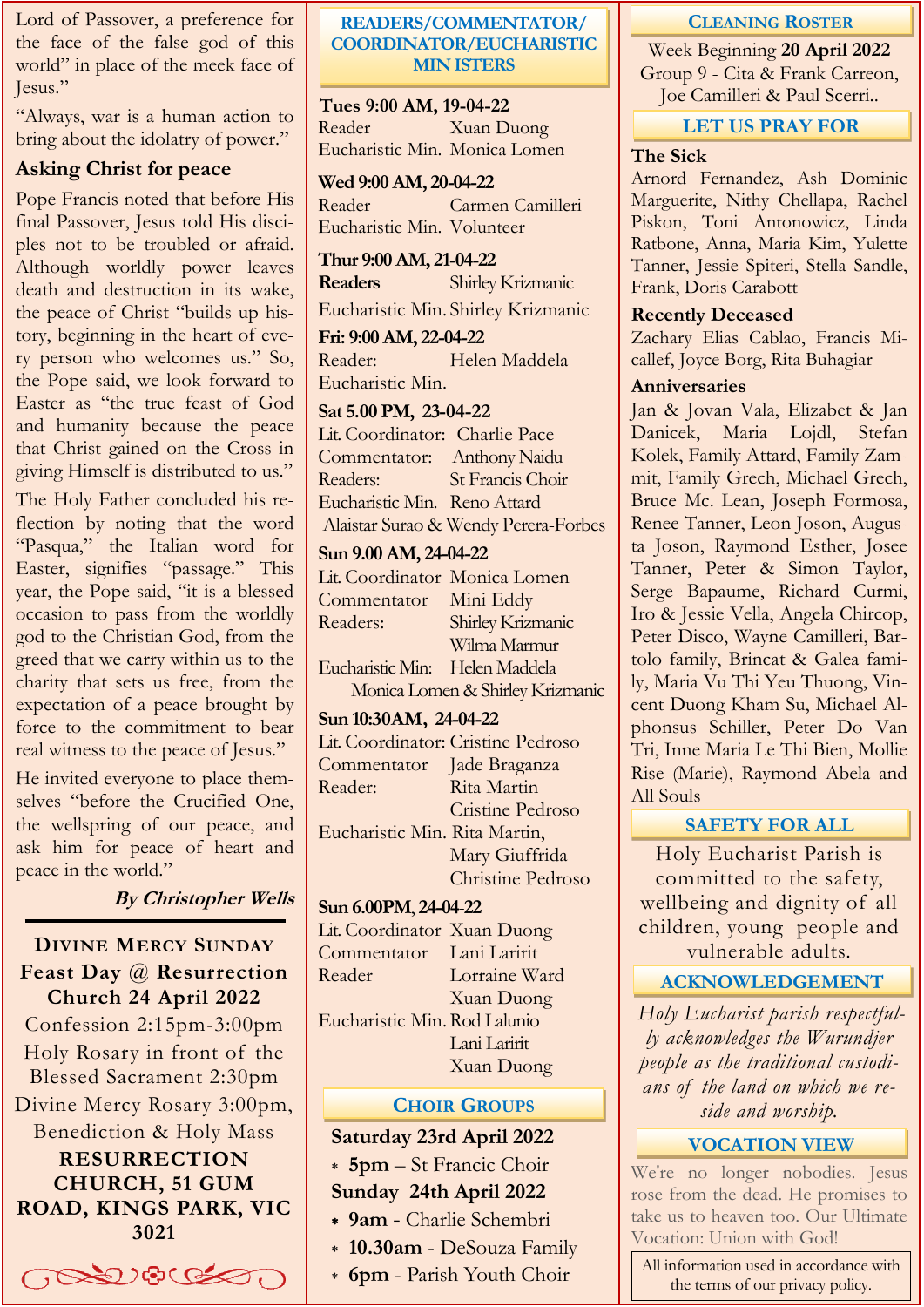Lord of Passover, a preference for the face of the false god of this world" in place of the meek face of Jesus."

"Always, war is a human action to bring about the idolatry of power."

### Asking Christ for peace

Pope Francis noted that before His final Passover, Jesus told His disciples not to be troubled or afraid. Although worldly power leaves death and destruction in its wake, the peace of Christ "builds up history, beginning in the heart of every person who welcomes us." So, the Pope said, we look forward to Easter as "the true feast of God and humanity because the peace that Christ gained on the Cross in giving Himself is distributed to us."

The Holy Father concluded his reflection by noting that the word "Pasqua," the Italian word for Easter, signifies "passage." This year, the Pope said, "it is a blessed occasion to pass from the worldly god to the Christian God, from the greed that we carry within us to the charity that sets us free, from the expectation of a peace brought by force to the commitment to bear real witness to the peace of Jesus."

He invited everyone to place themselves "before the Crucified One, the wellspring of our peace, and ask him for peace of heart and peace in the world."

***By Christopher Wells***

---

## DIVINE MERCY SUNDAY

**Feast Day @ Resurrection Church 24 April 2022**

Confession 2:15pm-3:00pm

Holy Rosary in front of the Blessed Sacrament 2:30pm

Divine Mercy Rosary 3:00pm, Benediction & Holy Mass

**RESURRECTION CHURCH, 51 GUM ROAD, KINGS PARK, VIC 3021**

## READERS/COMMENTATOR/ COORDINATOR/EUCHARISTIC MIN ISTERS

**Tues 9:00 AM, 19-04-22**
Reader: Xuan Duong
Eucharistic Min.: Monica Lomen

**Wed 9:00 AM, 20-04-22**
Reader: Carmen Camilleri
Eucharistic Min.: Volunteer

**Thur 9:00 AM, 21-04-22**
Readers: Shirley Krizmanic
Eucharistic Min.: Shirley Krizmanic

**Fri: 9:00 AM, 22-04-22**
Reader: Helen Maddela
Eucharistic Min.:

**Sat 5.00 PM, 23-04-22**
Lit. Coordinator: Charlie Pace
Commentator: Anthony Naidu
Readers: St Francis Choir
Eucharistic Min.: Reno Attard, Alaistar Surao & Wendy Perera-Forbes

**Sun 9.00 AM, 24-04-22**
Lit. Coordinator: Monica Lomen
Commentator: Mini Eddy
Readers: Shirley Krizmanic, Wilma Marmur
Eucharistic Min: Helen Maddela, Monica Lomen & Shirley Krizmanic

**Sun 10:30AM, 24-04-22**
Lit. Coordinator: Cristine Pedroso
Commentator: Jade Braganza
Reader: Rita Martin, Cristine Pedroso
Eucharistic Min.: Rita Martin, Mary Giuffrida, Christine Pedroso

**Sun 6.00PM, 24-04-22**
Lit. Coordinator: Xuan Duong
Commentator: Lani Laririt
Reader: Lorraine Ward, Xuan Duong
Eucharistic Min.: Rod Lalunio, Lani Laririt, Xuan Duong

## CHOIR GROUPS

**Saturday 23rd April 2022**

- **5pm** – St Francic Choir

**Sunday 24th April 2022**

- **9am -** Charlie Schembri
- **10.30am** - DeSouza Family
- **6pm** - Parish Youth Choir

## CLEANING ROSTER

Week Beginning **20 April 2022**
Group 9 - Cita & Frank Carreon, Joe Camilleri & Paul Scerri..

## LET US PRAY FOR

**The Sick**

Arnord Fernandez, Ash Dominic Marguerite, Nithy Chellapa, Rachel Piskon, Toni Antonowicz, Linda Ratbone, Anna, Maria Kim, Yulette Tanner, Jessie Spiteri, Stella Sandle, Frank, Doris Carabott

**Recently Deceased**

Zachary Elias Cablao, Francis Micallef, Joyce Borg, Rita Buhagiar

**Anniversaries**

Jan & Jovan Vala, Elizabet & Jan Danicek, Maria Lojdl, Stefan Kolek, Family Attard, Family Zammit, Family Grech, Michael Grech, Bruce Mc. Lean, Joseph Formosa, Renee Tanner, Leon Joson, Augusta Joson, Raymond Esther, Josee Tanner, Peter & Simon Taylor, Serge Bapaume, Richard Curmi, Iro & Jessie Vella, Angela Chircop, Peter Disco, Wayne Camilleri, Bartolo family, Brincat & Galea family, Maria Vu Thi Yeu Thuong, Vincent Duong Kham Su, Michael Alphonsus Schiller, Peter Do Van Tri, Inne Maria Le Thi Bien, Mollie Rise (Marie), Raymond Abela and All Souls

## SAFETY FOR ALL

Holy Eucharist Parish is committed to the safety, wellbeing and dignity of all children, young people and vulnerable adults.

## ACKNOWLEDGEMENT

*Holy Eucharist parish respectfully acknowledges the Wurundjer people as the traditional custodians of the land on which we reside and worship.*

## VOCATION VIEW

We're no longer nobodies. Jesus rose from the dead. He promises to take us to heaven too. Our Ultimate Vocation: Union with God!

All information used in accordance with the terms of our privacy policy.